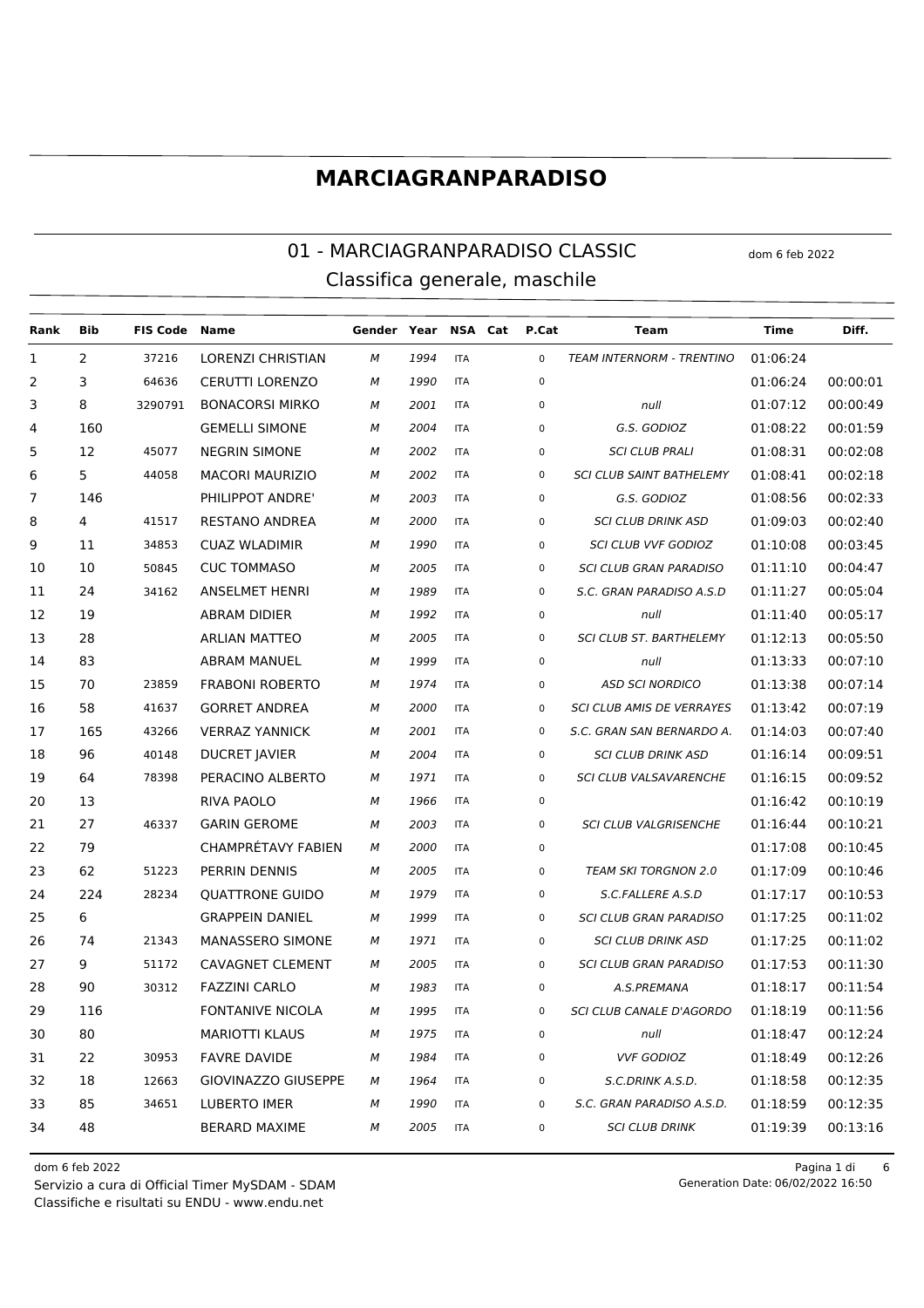# MARCIAGRANPARADISO

## 01 - MARCIAGRANPARADISO CLASSIC

dom 6 feb 2022

### Classifica generale, maschile

| Rank | Bib | FIS Code | Name | Gender | Year | NSA | Cat | P.Cat | Team | Time | Diff. |
|---|---|---|---|---|---|---|---|---|---|---|---|
| 1 | 2 | 37216 | LORENZI CHRISTIAN | M | 1994 | ITA | | 0 | TEAM INTERNORM - TRENTINO | 01:06:24 | |
| 2 | 3 | 64636 | CERUTTI LORENZO | M | 1990 | ITA | | 0 | | 01:06:24 | 00:00:01 |
| 3 | 8 | 3290791 | BONACORSI MIRKO | M | 2001 | ITA | | 0 | null | 01:07:12 | 00:00:49 |
| 4 | 160 | | GEMELLI SIMONE | M | 2004 | ITA | | 0 | G.S. GODIOZ | 01:08:22 | 00:01:59 |
| 5 | 12 | 45077 | NEGRIN SIMONE | M | 2002 | ITA | | 0 | SCI CLUB PRALI | 01:08:31 | 00:02:08 |
| 6 | 5 | 44058 | MACORI MAURIZIO | M | 2002 | ITA | | 0 | SCI CLUB SAINT BATHELEMY | 01:08:41 | 00:02:18 |
| 7 | 146 | | PHILIPPOT ANDRE' | M | 2003 | ITA | | 0 | G.S. GODIOZ | 01:08:56 | 00:02:33 |
| 8 | 4 | 41517 | RESTANO ANDREA | M | 2000 | ITA | | 0 | SCI CLUB DRINK ASD | 01:09:03 | 00:02:40 |
| 9 | 11 | 34853 | CUAZ WLADIMIR | M | 1990 | ITA | | 0 | SCI CLUB VVF GODIOZ | 01:10:08 | 00:03:45 |
| 10 | 10 | 50845 | CUC TOMMASO | M | 2005 | ITA | | 0 | SCI CLUB GRAN PARADISO | 01:11:10 | 00:04:47 |
| 11 | 24 | 34162 | ANSELMET HENRI | M | 1989 | ITA | | 0 | S.C. GRAN PARADISO A.S.D | 01:11:27 | 00:05:04 |
| 12 | 19 | | ABRAM DIDIER | M | 1992 | ITA | | 0 | null | 01:11:40 | 00:05:17 |
| 13 | 28 | | ARLIAN MATTEO | M | 2005 | ITA | | 0 | SCI CLUB ST. BARTHELEMY | 01:12:13 | 00:05:50 |
| 14 | 83 | | ABRAM MANUEL | M | 1999 | ITA | | 0 | null | 01:13:33 | 00:07:10 |
| 15 | 70 | 23859 | FRABONI ROBERTO | M | 1974 | ITA | | 0 | ASD SCI NORDICO | 01:13:38 | 00:07:14 |
| 16 | 58 | 41637 | GORRET ANDREA | M | 2000 | ITA | | 0 | SCI CLUB AMIS DE VERRAYES | 01:13:42 | 00:07:19 |
| 17 | 165 | 43266 | VERRAZ YANNICK | M | 2001 | ITA | | 0 | S.C. GRAN SAN BERNARDO A. | 01:14:03 | 00:07:40 |
| 18 | 96 | 40148 | DUCRET JAVIER | M | 2004 | ITA | | 0 | SCI CLUB DRINK ASD | 01:16:14 | 00:09:51 |
| 19 | 64 | 78398 | PERACINO ALBERTO | M | 1971 | ITA | | 0 | SCI CLUB VALSAVARENCHE | 01:16:15 | 00:09:52 |
| 20 | 13 | | RIVA PAOLO | M | 1966 | ITA | | 0 | | 01:16:42 | 00:10:19 |
| 21 | 27 | 46337 | GARIN GEROME | M | 2003 | ITA | | 0 | SCI CLUB VALGRISENCHE | 01:16:44 | 00:10:21 |
| 22 | 79 | | CHAMPRÉTAVY FABIEN | M | 2000 | ITA | | 0 | | 01:17:08 | 00:10:45 |
| 23 | 62 | 51223 | PERRIN DENNIS | M | 2005 | ITA | | 0 | TEAM SKI TORGNON 2.0 | 01:17:09 | 00:10:46 |
| 24 | 224 | 28234 | QUATTRONE GUIDO | M | 1979 | ITA | | 0 | S.C.FALLERE A.S.D | 01:17:17 | 00:10:53 |
| 25 | 6 | | GRAPPEIN DANIEL | M | 1999 | ITA | | 0 | SCI CLUB GRAN PARADISO | 01:17:25 | 00:11:02 |
| 26 | 74 | 21343 | MANASSERO SIMONE | M | 1971 | ITA | | 0 | SCI CLUB DRINK ASD | 01:17:25 | 00:11:02 |
| 27 | 9 | 51172 | CAVAGNET CLEMENT | M | 2005 | ITA | | 0 | SCI CLUB GRAN PARADISO | 01:17:53 | 00:11:30 |
| 28 | 90 | 30312 | FAZZINI CARLO | M | 1983 | ITA | | 0 | A.S.PREMANA | 01:18:17 | 00:11:54 |
| 29 | 116 | | FONTANIVE NICOLA | M | 1995 | ITA | | 0 | SCI CLUB CANALE D'AGORDO | 01:18:19 | 00:11:56 |
| 30 | 80 | | MARIOTTI KLAUS | M | 1975 | ITA | | 0 | null | 01:18:47 | 00:12:24 |
| 31 | 22 | 30953 | FAVRE DAVIDE | M | 1984 | ITA | | 0 | VVF GODIOZ | 01:18:49 | 00:12:26 |
| 32 | 18 | 12663 | GIOVINAZZO GIUSEPPE | M | 1964 | ITA | | 0 | S.C.DRINK A.S.D. | 01:18:58 | 00:12:35 |
| 33 | 85 | 34651 | LUBERTO IMER | M | 1990 | ITA | | 0 | S.C. GRAN PARADISO A.S.D. | 01:18:59 | 00:12:35 |
| 34 | 48 | | BERARD MAXIME | M | 2005 | ITA | | 0 | SCI CLUB DRINK | 01:19:39 | 00:13:16 |

dom 6 feb 2022
Servizio a cura di Official Timer MySDAM - SDAM
Classifiche e risultati su ENDU - www.endu.net

Generation Date: 06/02/2022 16:50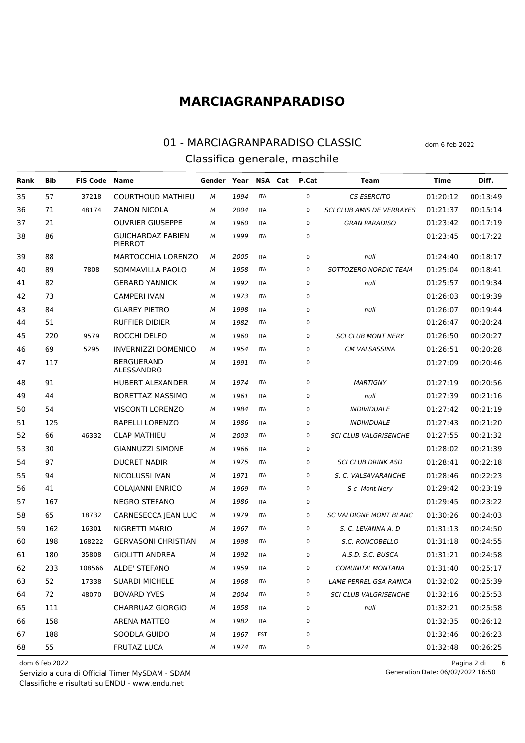# MARCIAGRANPARADISO

## 01 - MARCIAGRANPARADISO CLASSIC

dom 6 feb 2022

### Classifica generale, maschile

| Rank | Bib | FIS Code | Name | Gender | Year | NSA | Cat | P.Cat | Team | Time | Diff. |
|---|---|---|---|---|---|---|---|---|---|---|---|
| 35 | 57 | 37218 | COURTHOUD MATHIEU | M | 1994 | ITA | | 0 | CS ESERCITO | 01:20:12 | 00:13:49 |
| 36 | 71 | 48174 | ZANON NICOLA | M | 2004 | ITA | | 0 | SCI CLUB AMIS DE VERRAYES | 01:21:37 | 00:15:14 |
| 37 | 21 | | OUVRIER GIUSEPPE | M | 1960 | ITA | | 0 | GRAN PARADISO | 01:23:42 | 00:17:19 |
| 38 | 86 | | GUICHARDAZ FABIEN PIERROT | M | 1999 | ITA | | 0 | | 01:23:45 | 00:17:22 |
| 39 | 88 | | MARTOCCHIA LORENZO | M | 2005 | ITA | | 0 | null | 01:24:40 | 00:18:17 |
| 40 | 89 | 7808 | SOMMAVILLA PAOLO | M | 1958 | ITA | | 0 | SOTTOZERO NORDIC TEAM | 01:25:04 | 00:18:41 |
| 41 | 82 | | GERARD YANNICK | M | 1992 | ITA | | 0 | null | 01:25:57 | 00:19:34 |
| 42 | 73 | | CAMPERI IVAN | M | 1973 | ITA | | 0 | | 01:26:03 | 00:19:39 |
| 43 | 84 | | GLAREY PIETRO | M | 1998 | ITA | | 0 | null | 01:26:07 | 00:19:44 |
| 44 | 51 | | RUFFIER DIDIER | M | 1982 | ITA | | 0 | | 01:26:47 | 00:20:24 |
| 45 | 220 | 9579 | ROCCHI DELFO | M | 1960 | ITA | | 0 | SCI CLUB MONT NERY | 01:26:50 | 00:20:27 |
| 46 | 69 | 5295 | INVERNIZZI DOMENICO | M | 1954 | ITA | | 0 | CM VALSASSINA | 01:26:51 | 00:20:28 |
| 47 | 117 | | BERGUERAND ALESSANDRO | M | 1991 | ITA | | 0 | | 01:27:09 | 00:20:46 |
| 48 | 91 | | HUBERT ALEXANDER | M | 1974 | ITA | | 0 | MARTIGNY | 01:27:19 | 00:20:56 |
| 49 | 44 | | BORETTAZ MASSIMO | M | 1961 | ITA | | 0 | null | 01:27:39 | 00:21:16 |
| 50 | 54 | | VISCONTI LORENZO | M | 1984 | ITA | | 0 | INDIVIDUALE | 01:27:42 | 00:21:19 |
| 51 | 125 | | RAPELLI LORENZO | M | 1986 | ITA | | 0 | INDIVIDUALE | 01:27:43 | 00:21:20 |
| 52 | 66 | 46332 | CLAP MATHIEU | M | 2003 | ITA | | 0 | SCI CLUB VALGRISENCHE | 01:27:55 | 00:21:32 |
| 53 | 30 | | GIANNUZZI SIMONE | M | 1966 | ITA | | 0 | | 01:28:02 | 00:21:39 |
| 54 | 97 | | DUCRET NADIR | M | 1975 | ITA | | 0 | SCI CLUB DRINK ASD | 01:28:41 | 00:22:18 |
| 55 | 94 | | NICOLUSSI IVAN | M | 1971 | ITA | | 0 | S. C. VALSAVARANCHE | 01:28:46 | 00:22:23 |
| 56 | 41 | | COLAJANNI ENRICO | M | 1969 | ITA | | 0 | S c Mont Nery | 01:29:42 | 00:23:19 |
| 57 | 167 | | NEGRO STEFANO | M | 1986 | ITA | | 0 | | 01:29:45 | 00:23:22 |
| 58 | 65 | 18732 | CARNESECCA JEAN LUC | M | 1979 | ITA | | 0 | SC VALDIGNE MONT BLANC | 01:30:26 | 00:24:03 |
| 59 | 162 | 16301 | NIGRETTI MARIO | M | 1967 | ITA | | 0 | S. C. LEVANNA A. D | 01:31:13 | 00:24:50 |
| 60 | 198 | 168222 | GERVASONI CHRISTIAN | M | 1998 | ITA | | 0 | S.C. RONCOBELLO | 01:31:18 | 00:24:55 |
| 61 | 180 | 35808 | GIOLITTI ANDREA | M | 1992 | ITA | | 0 | A.S.D. S.C. BUSCA | 01:31:21 | 00:24:58 |
| 62 | 233 | 108566 | ALDE' STEFANO | M | 1959 | ITA | | 0 | COMUNITA' MONTANA | 01:31:40 | 00:25:17 |
| 63 | 52 | 17338 | SUARDI MICHELE | M | 1968 | ITA | | 0 | LAME PERREL GSA RANICA | 01:32:02 | 00:25:39 |
| 64 | 72 | 48070 | BOVARD YVES | M | 2004 | ITA | | 0 | SCI CLUB VALGRISENCHE | 01:32:16 | 00:25:53 |
| 65 | 111 | | CHARRUAZ GIORGIO | M | 1958 | ITA | | 0 | null | 01:32:21 | 00:25:58 |
| 66 | 158 | | ARENA MATTEO | M | 1982 | ITA | | 0 | | 01:32:35 | 00:26:12 |
| 67 | 188 | | SOODLA GUIDO | M | 1967 | EST | | 0 | | 01:32:46 | 00:26:23 |
| 68 | 55 | | FRUTAZ LUCA | M | 1974 | ITA | | 0 | | 01:32:48 | 00:26:25 |

dom 6 feb 2022

Servizio a cura di Official Timer MySDAM - SDAM

Classifiche e risultati su ENDU - www.endu.net

Generation Date: 06/02/2022 16:50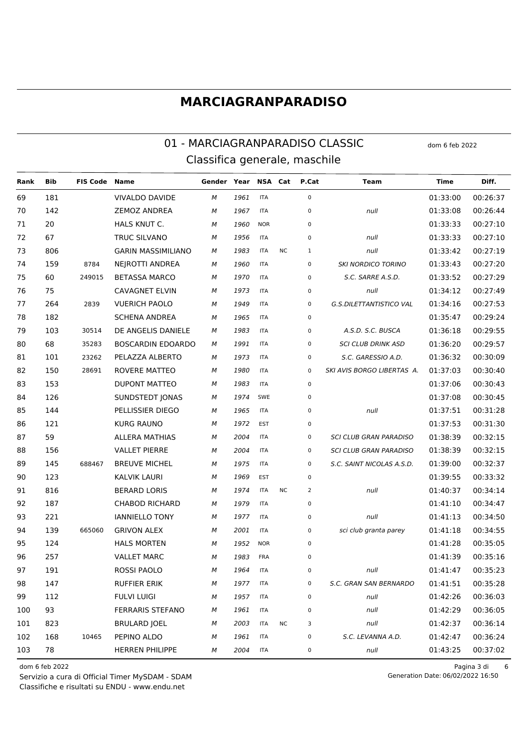# MARCIAGRANPARADISO

## 01 - MARCIAGRANPARADISO CLASSIC

dom 6 feb 2022

### Classifica generale, maschile

| Rank | Bib | FIS Code | Name | Gender | Year | NSA | Cat | P.Cat | Team | Time | Diff. |
|---|---|---|---|---|---|---|---|---|---|---|---|
| 69 | 181 | | VIVALDO DAVIDE | *M* | *1961* | ITA | | 0 | | 01:33:00 | 00:26:37 |
| 70 | 142 | | ZEMOZ ANDREA | *M* | *1967* | ITA | | 0 | *null* | 01:33:08 | 00:26:44 |
| 71 | 20 | | HALS KNUT C. | *M* | *1960* | NOR | | 0 | | 01:33:33 | 00:27:10 |
| 72 | 67 | | TRUC SILVANO | *M* | *1956* | ITA | | 0 | *null* | 01:33:33 | 00:27:10 |
| 73 | 806 | | GARIN MASSIMILIANO | *M* | *1983* | ITA | NC | 1 | *null* | 01:33:42 | 00:27:19 |
| 74 | 159 | 8784 | NEJROTTI ANDREA | *M* | *1960* | ITA | | 0 | *SKI NORDICO TORINO* | 01:33:43 | 00:27:20 |
| 75 | 60 | 249015 | BETASSA MARCO | *M* | *1970* | ITA | | 0 | *S.C. SARRE A.S.D.* | 01:33:52 | 00:27:29 |
| 76 | 75 | | CAVAGNET ELVIN | *M* | *1973* | ITA | | 0 | *null* | 01:34:12 | 00:27:49 |
| 77 | 264 | 2839 | VUERICH PAOLO | *M* | *1949* | ITA | | 0 | *G.S.DILETTANTISTICO VAL* | 01:34:16 | 00:27:53 |
| 78 | 182 | | SCHENA ANDREA | *M* | *1965* | ITA | | 0 | | 01:35:47 | 00:29:24 |
| 79 | 103 | 30514 | DE ANGELIS DANIELE | *M* | *1983* | ITA | | 0 | *A.S.D. S.C. BUSCA* | 01:36:18 | 00:29:55 |
| 80 | 68 | 35283 | BOSCARDIN EDOARDO | *M* | *1991* | ITA | | 0 | *SCI CLUB DRINK ASD* | 01:36:20 | 00:29:57 |
| 81 | 101 | 23262 | PELAZZA ALBERTO | *M* | *1973* | ITA | | 0 | *S.C. GARESSIO A.D.* | 01:36:32 | 00:30:09 |
| 82 | 150 | 28691 | ROVERE MATTEO | *M* | *1980* | ITA | | 0 | *SKI AVIS BORGO LIBERTAS A.* | 01:37:03 | 00:30:40 |
| 83 | 153 | | DUPONT MATTEO | *M* | *1983* | ITA | | 0 | | 01:37:06 | 00:30:43 |
| 84 | 126 | | SUNDSTEDT JONAS | *M* | *1974* | SWE | | 0 | | 01:37:08 | 00:30:45 |
| 85 | 144 | | PELLISSIER DIEGO | *M* | *1965* | ITA | | 0 | *null* | 01:37:51 | 00:31:28 |
| 86 | 121 | | KURG RAUNO | *M* | *1972* | EST | | 0 | | 01:37:53 | 00:31:30 |
| 87 | 59 | | ALLERA MATHIAS | *M* | *2004* | ITA | | 0 | *SCI CLUB GRAN PARADISO* | 01:38:39 | 00:32:15 |
| 88 | 156 | | VALLET PIERRE | *M* | *2004* | ITA | | 0 | *SCI CLUB GRAN PARADISO* | 01:38:39 | 00:32:15 |
| 89 | 145 | 688467 | BREUVE MICHEL | *M* | *1975* | ITA | | 0 | *S.C. SAINT NICOLAS A.S.D.* | 01:39:00 | 00:32:37 |
| 90 | 123 | | KALVIK LAURI | *M* | *1969* | EST | | 0 | | 01:39:55 | 00:33:32 |
| 91 | 816 | | BERARD LORIS | *M* | *1974* | ITA | NC | 2 | *null* | 01:40:37 | 00:34:14 |
| 92 | 187 | | CHABOD RICHARD | *M* | *1979* | ITA | | 0 | | 01:41:10 | 00:34:47 |
| 93 | 221 | | IANNIELLO TONY | *M* | *1977* | ITA | | 0 | *null* | 01:41:13 | 00:34:50 |
| 94 | 139 | 665060 | GRIVON ALEX | *M* | *2001* | ITA | | 0 | *sci club granta parey* | 01:41:18 | 00:34:55 |
| 95 | 124 | | HALS MORTEN | *M* | *1952* | NOR | | 0 | | 01:41:28 | 00:35:05 |
| 96 | 257 | | VALLET MARC | *M* | *1983* | FRA | | 0 | | 01:41:39 | 00:35:16 |
| 97 | 191 | | ROSSI PAOLO | *M* | *1964* | ITA | | 0 | *null* | 01:41:47 | 00:35:23 |
| 98 | 147 | | RUFFIER ERIK | *M* | *1977* | ITA | | 0 | *S.C. GRAN SAN BERNARDO* | 01:41:51 | 00:35:28 |
| 99 | 112 | | FULVI LUIGI | *M* | *1957* | ITA | | 0 | *null* | 01:42:26 | 00:36:03 |
| 100 | 93 | | FERRARIS STEFANO | *M* | *1961* | ITA | | 0 | *null* | 01:42:29 | 00:36:05 |
| 101 | 823 | | BRULARD JOEL | *M* | *2003* | ITA | NC | 3 | *null* | 01:42:37 | 00:36:14 |
| 102 | 168 | 10465 | PEPINO ALDO | *M* | *1961* | ITA | | 0 | *S.C. LEVANNA A.D.* | 01:42:47 | 00:36:24 |
| 103 | 78 | | HERREN PHILIPPE | *M* | *2004* | ITA | | 0 | *null* | 01:43:25 | 00:37:02 |

dom 6 feb 2022
Servizio a cura di Official Timer MySDAM - SDAM
Classifiche e risultati su ENDU - www.endu.net

Generation Date: 06/02/2022 16:50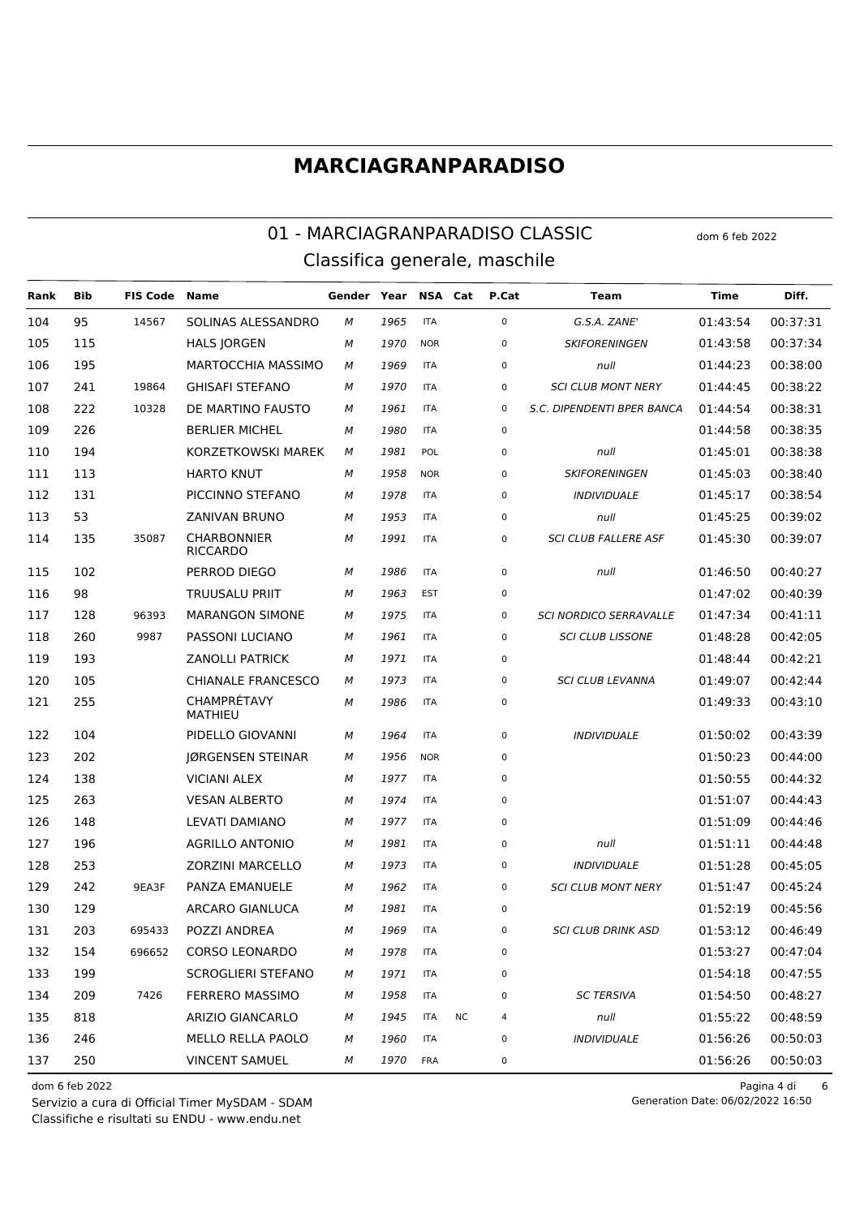# MARCIAGRANPARADISO

## 01 - MARCIAGRANPARADISO CLASSIC

dom 6 feb 2022

### Classifica generale, maschile

| Rank | Bib | FIS Code | Name | Gender | Year | NSA | Cat | P.Cat | Team | Time | Diff. |
|---|---|---|---|---|---|---|---|---|---|---|---|
| 104 | 95 | 14567 | SOLINAS ALESSANDRO | M | 1965 | ITA | | 0 | G.S.A. ZANE' | 01:43:54 | 00:37:31 |
| 105 | 115 | | HALS JORGEN | M | 1970 | NOR | | 0 | SKIFORENINGEN | 01:43:58 | 00:37:34 |
| 106 | 195 | | MARTOCCHIA MASSIMO | M | 1969 | ITA | | 0 | null | 01:44:23 | 00:38:00 |
| 107 | 241 | 19864 | GHISAFI STEFANO | M | 1970 | ITA | | 0 | SCI CLUB MONT NERY | 01:44:45 | 00:38:22 |
| 108 | 222 | 10328 | DE MARTINO FAUSTO | M | 1961 | ITA | | 0 | S.C. DIPENDENTI BPER BANCA | 01:44:54 | 00:38:31 |
| 109 | 226 | | BERLIER MICHEL | M | 1980 | ITA | | 0 | | 01:44:58 | 00:38:35 |
| 110 | 194 | | KORZETKOWSKI MAREK | M | 1981 | POL | | 0 | null | 01:45:01 | 00:38:38 |
| 111 | 113 | | HARTO KNUT | M | 1958 | NOR | | 0 | SKIFORENINGEN | 01:45:03 | 00:38:40 |
| 112 | 131 | | PICCINNO STEFANO | M | 1978 | ITA | | 0 | INDIVIDUALE | 01:45:17 | 00:38:54 |
| 113 | 53 | | ZANIVAN BRUNO | M | 1953 | ITA | | 0 | null | 01:45:25 | 00:39:02 |
| 114 | 135 | 35087 | CHARBONNIER RICCARDO | M | 1991 | ITA | | 0 | SCI CLUB FALLERE ASF | 01:45:30 | 00:39:07 |
| 115 | 102 | | PERROD DIEGO | M | 1986 | ITA | | 0 | null | 01:46:50 | 00:40:27 |
| 116 | 98 | | TRUUSALU PRIIT | M | 1963 | EST | | 0 | | 01:47:02 | 00:40:39 |
| 117 | 128 | 96393 | MARANGON SIMONE | M | 1975 | ITA | | 0 | SCI NORDICO SERRAVALLE | 01:47:34 | 00:41:11 |
| 118 | 260 | 9987 | PASSONI LUCIANO | M | 1961 | ITA | | 0 | SCI CLUB LISSONE | 01:48:28 | 00:42:05 |
| 119 | 193 | | ZANOLLI PATRICK | M | 1971 | ITA | | 0 | | 01:48:44 | 00:42:21 |
| 120 | 105 | | CHIANALE FRANCESCO | M | 1973 | ITA | | 0 | SCI CLUB LEVANNA | 01:49:07 | 00:42:44 |
| 121 | 255 | | CHAMPRÉTAVY MATHIEU | M | 1986 | ITA | | 0 | | 01:49:33 | 00:43:10 |
| 122 | 104 | | PIDELLO GIOVANNI | M | 1964 | ITA | | 0 | INDIVIDUALE | 01:50:02 | 00:43:39 |
| 123 | 202 | | JØRGENSEN STEINAR | M | 1956 | NOR | | 0 | | 01:50:23 | 00:44:00 |
| 124 | 138 | | VICIANI ALEX | M | 1977 | ITA | | 0 | | 01:50:55 | 00:44:32 |
| 125 | 263 | | VESAN ALBERTO | M | 1974 | ITA | | 0 | | 01:51:07 | 00:44:43 |
| 126 | 148 | | LEVATI DAMIANO | M | 1977 | ITA | | 0 | | 01:51:09 | 00:44:46 |
| 127 | 196 | | AGRILLO ANTONIO | M | 1981 | ITA | | 0 | null | 01:51:11 | 00:44:48 |
| 128 | 253 | | ZORZINI MARCELLO | M | 1973 | ITA | | 0 | INDIVIDUALE | 01:51:28 | 00:45:05 |
| 129 | 242 | 9EA3F | PANZA EMANUELE | M | 1962 | ITA | | 0 | SCI CLUB MONT NERY | 01:51:47 | 00:45:24 |
| 130 | 129 | | ARCARO GIANLUCA | M | 1981 | ITA | | 0 | | 01:52:19 | 00:45:56 |
| 131 | 203 | 695433 | POZZI ANDREA | M | 1969 | ITA | | 0 | SCI CLUB DRINK ASD | 01:53:12 | 00:46:49 |
| 132 | 154 | 696652 | CORSO LEONARDO | M | 1978 | ITA | | 0 | | 01:53:27 | 00:47:04 |
| 133 | 199 | | SCROGLIERI STEFANO | M | 1971 | ITA | | 0 | | 01:54:18 | 00:47:55 |
| 134 | 209 | 7426 | FERRERO MASSIMO | M | 1958 | ITA | | 0 | SC TERSIVA | 01:54:50 | 00:48:27 |
| 135 | 818 | | ARIZIO GIANCARLO | M | 1945 | ITA | NC | 4 | null | 01:55:22 | 00:48:59 |
| 136 | 246 | | MELLO RELLA PAOLO | M | 1960 | ITA | | 0 | INDIVIDUALE | 01:56:26 | 00:50:03 |
| 137 | 250 | | VINCENT SAMUEL | M | 1970 | FRA | | 0 | | 01:56:26 | 00:50:03 |

dom 6 feb 2022

Servizio a cura di Official Timer MySDAM - SDAM

Classifiche e risultati su ENDU - www.endu.net

Generation Date: 06/02/2022 16:50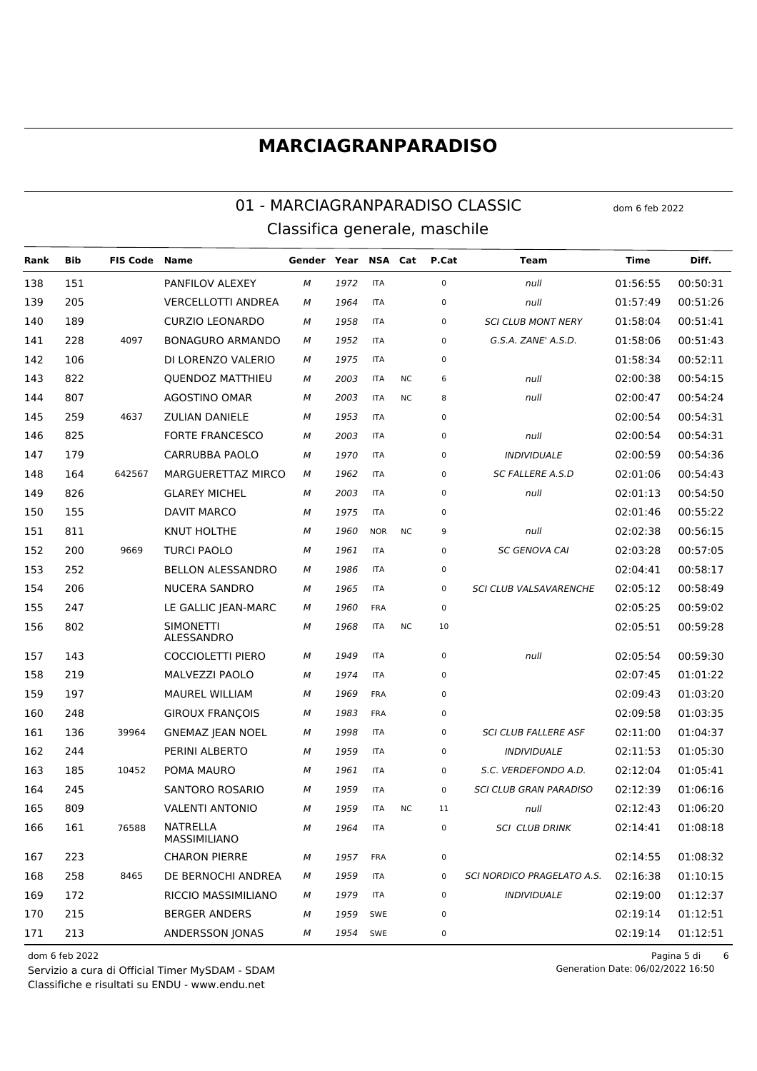# MARCIAGRANPARADISO

## 01 - MARCIAGRANPARADISO CLASSIC

dom 6 feb 2022

### Classifica generale, maschile

| Rank | Bib | FIS Code | Name | Gender | Year | NSA | Cat | P.Cat | Team | Time | Diff. |
|---|---|---|---|---|---|---|---|---|---|---|---|
| 138 | 151 | | PANFILOV ALEXEY | M | 1972 | ITA | | 0 | null | 01:56:55 | 00:50:31 |
| 139 | 205 | | VERCELLOTTI ANDREA | M | 1964 | ITA | | 0 | null | 01:57:49 | 00:51:26 |
| 140 | 189 | | CURZIO LEONARDO | M | 1958 | ITA | | 0 | SCI CLUB MONT NERY | 01:58:04 | 00:51:41 |
| 141 | 228 | 4097 | BONAGURO ARMANDO | M | 1952 | ITA | | 0 | G.S.A. ZANE' A.S.D. | 01:58:06 | 00:51:43 |
| 142 | 106 | | DI LORENZO VALERIO | M | 1975 | ITA | | 0 | | 01:58:34 | 00:52:11 |
| 143 | 822 | | QUENDOZ MATTHIEU | M | 2003 | ITA | NC | 6 | null | 02:00:38 | 00:54:15 |
| 144 | 807 | | AGOSTINO OMAR | M | 2003 | ITA | NC | 8 | null | 02:00:47 | 00:54:24 |
| 145 | 259 | 4637 | ZULIAN DANIELE | M | 1953 | ITA | | 0 | | 02:00:54 | 00:54:31 |
| 146 | 825 | | FORTE FRANCESCO | M | 2003 | ITA | | 0 | null | 02:00:54 | 00:54:31 |
| 147 | 179 | | CARRUBBA PAOLO | M | 1970 | ITA | | 0 | INDIVIDUALE | 02:00:59 | 00:54:36 |
| 148 | 164 | 642567 | MARGUERETTAZ MIRCO | M | 1962 | ITA | | 0 | SC FALLERE A.S.D | 02:01:06 | 00:54:43 |
| 149 | 826 | | GLAREY MICHEL | M | 2003 | ITA | | 0 | null | 02:01:13 | 00:54:50 |
| 150 | 155 | | DAVIT MARCO | M | 1975 | ITA | | 0 | | 02:01:46 | 00:55:22 |
| 151 | 811 | | KNUT HOLTHE | M | 1960 | NOR | NC | 9 | null | 02:02:38 | 00:56:15 |
| 152 | 200 | 9669 | TURCI PAOLO | M | 1961 | ITA | | 0 | SC GENOVA CAI | 02:03:28 | 00:57:05 |
| 153 | 252 | | BELLON ALESSANDRO | M | 1986 | ITA | | 0 | | 02:04:41 | 00:58:17 |
| 154 | 206 | | NUCERA SANDRO | M | 1965 | ITA | | 0 | SCI CLUB VALSAVARENCHE | 02:05:12 | 00:58:49 |
| 155 | 247 | | LE GALLIC JEAN-MARC | M | 1960 | FRA | | 0 | | 02:05:25 | 00:59:02 |
| 156 | 802 | | SIMONETTI ALESSANDRO | M | 1968 | ITA | NC | 10 | | 02:05:51 | 00:59:28 |
| 157 | 143 | | COCCIOLETTI PIERO | M | 1949 | ITA | | 0 | null | 02:05:54 | 00:59:30 |
| 158 | 219 | | MALVEZZI PAOLO | M | 1974 | ITA | | 0 | | 02:07:45 | 01:01:22 |
| 159 | 197 | | MAUREL WILLIAM | M | 1969 | FRA | | 0 | | 02:09:43 | 01:03:20 |
| 160 | 248 | | GIROUX FRANÇOIS | M | 1983 | FRA | | 0 | | 02:09:58 | 01:03:35 |
| 161 | 136 | 39964 | GNEMAZ JEAN NOEL | M | 1998 | ITA | | 0 | SCI CLUB FALLERE ASF | 02:11:00 | 01:04:37 |
| 162 | 244 | | PERINI ALBERTO | M | 1959 | ITA | | 0 | INDIVIDUALE | 02:11:53 | 01:05:30 |
| 163 | 185 | 10452 | POMA MAURO | M | 1961 | ITA | | 0 | S.C. VERDEFONDO A.D. | 02:12:04 | 01:05:41 |
| 164 | 245 | | SANTORO ROSARIO | M | 1959 | ITA | | 0 | SCI CLUB GRAN PARADISO | 02:12:39 | 01:06:16 |
| 165 | 809 | | VALENTI ANTONIO | M | 1959 | ITA | NC | 11 | null | 02:12:43 | 01:06:20 |
| 166 | 161 | 76588 | NATRELLA MASSIMILIANO | M | 1964 | ITA | | 0 | SCI CLUB DRINK | 02:14:41 | 01:08:18 |
| 167 | 223 | | CHARON PIERRE | M | 1957 | FRA | | 0 | | 02:14:55 | 01:08:32 |
| 168 | 258 | 8465 | DE BERNOCHI ANDREA | M | 1959 | ITA | | 0 | SCI NORDICO PRAGELATO A.S. | 02:16:38 | 01:10:15 |
| 169 | 172 | | RICCIO MASSIMILIANO | M | 1979 | ITA | | 0 | INDIVIDUALE | 02:19:00 | 01:12:37 |
| 170 | 215 | | BERGER ANDERS | M | 1959 | SWE | | 0 | | 02:19:14 | 01:12:51 |
| 171 | 213 | | ANDERSSON JONAS | M | 1954 | SWE | | 0 | | 02:19:14 | 01:12:51 |

Servizio a cura di Official Timer MySDAM - SDAM
Classifiche e risultati su ENDU - www.endu.net

Generation Date: 06/02/2022 16:50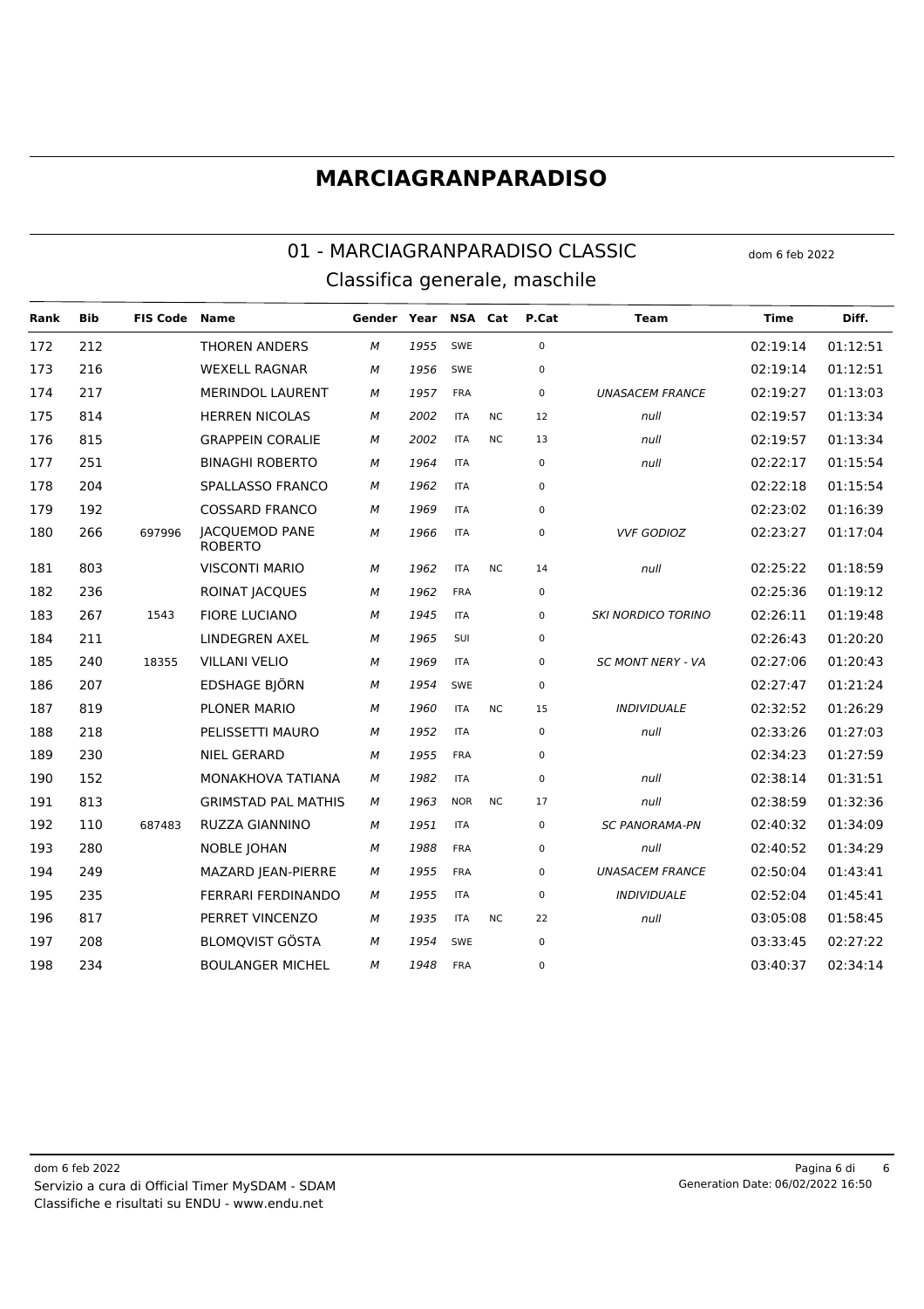# MARCIAGRANPARADISO

## 01 - MARCIAGRANPARADISO CLASSIC

dom 6 feb 2022

### Classifica generale, maschile

| Rank | Bib | FIS Code | Name | Gender | Year | NSA | Cat | P.Cat | Team | Time | Diff. |
|---|---|---|---|---|---|---|---|---|---|---|---|
| 172 | 212 | | THOREN ANDERS | M | 1955 | SWE | | 0 | | 02:19:14 | 01:12:51 |
| 173 | 216 | | WEXELL RAGNAR | M | 1956 | SWE | | 0 | | 02:19:14 | 01:12:51 |
| 174 | 217 | | MERINDOL LAURENT | M | 1957 | FRA | | 0 | UNASACEM FRANCE | 02:19:27 | 01:13:03 |
| 175 | 814 | | HERREN NICOLAS | M | 2002 | ITA | NC | 12 | null | 02:19:57 | 01:13:34 |
| 176 | 815 | | GRAPPEIN CORALIE | M | 2002 | ITA | NC | 13 | null | 02:19:57 | 01:13:34 |
| 177 | 251 | | BINAGHI ROBERTO | M | 1964 | ITA | | 0 | null | 02:22:17 | 01:15:54 |
| 178 | 204 | | SPALLASSO FRANCO | M | 1962 | ITA | | 0 | | 02:22:18 | 01:15:54 |
| 179 | 192 | | COSSARD FRANCO | M | 1969 | ITA | | 0 | | 02:23:02 | 01:16:39 |
| 180 | 266 | 697996 | JACQUEMOD PANE ROBERTO | M | 1966 | ITA | | 0 | VVF GODIOZ | 02:23:27 | 01:17:04 |
| 181 | 803 | | VISCONTI MARIO | M | 1962 | ITA | NC | 14 | null | 02:25:22 | 01:18:59 |
| 182 | 236 | | ROINAT JACQUES | M | 1962 | FRA | | 0 | | 02:25:36 | 01:19:12 |
| 183 | 267 | 1543 | FIORE LUCIANO | M | 1945 | ITA | | 0 | SKI NORDICO TORINO | 02:26:11 | 01:19:48 |
| 184 | 211 | | LINDEGREN AXEL | M | 1965 | SUI | | 0 | | 02:26:43 | 01:20:20 |
| 185 | 240 | 18355 | VILLANI VELIO | M | 1969 | ITA | | 0 | SC MONT NERY - VA | 02:27:06 | 01:20:43 |
| 186 | 207 | | EDSHAGE BJÖRN | M | 1954 | SWE | | 0 | | 02:27:47 | 01:21:24 |
| 187 | 819 | | PLONER MARIO | M | 1960 | ITA | NC | 15 | INDIVIDUALE | 02:32:52 | 01:26:29 |
| 188 | 218 | | PELISSETTI MAURO | M | 1952 | ITA | | 0 | null | 02:33:26 | 01:27:03 |
| 189 | 230 | | NIEL GERARD | M | 1955 | FRA | | 0 | | 02:34:23 | 01:27:59 |
| 190 | 152 | | MONAKHOVA TATIANA | M | 1982 | ITA | | 0 | null | 02:38:14 | 01:31:51 |
| 191 | 813 | | GRIMSTAD PAL MATHIS | M | 1963 | NOR | NC | 17 | null | 02:38:59 | 01:32:36 |
| 192 | 110 | 687483 | RUZZA GIANNINO | M | 1951 | ITA | | 0 | SC PANORAMA-PN | 02:40:32 | 01:34:09 |
| 193 | 280 | | NOBLE JOHAN | M | 1988 | FRA | | 0 | null | 02:40:52 | 01:34:29 |
| 194 | 249 | | MAZARD JEAN-PIERRE | M | 1955 | FRA | | 0 | UNASACEM FRANCE | 02:50:04 | 01:43:41 |
| 195 | 235 | | FERRARI FERDINANDO | M | 1955 | ITA | | 0 | INDIVIDUALE | 02:52:04 | 01:45:41 |
| 196 | 817 | | PERRET VINCENZO | M | 1935 | ITA | NC | 22 | null | 03:05:08 | 01:58:45 |
| 197 | 208 | | BLOMQVIST GÖSTA | M | 1954 | SWE | | 0 | | 03:33:45 | 02:27:22 |
| 198 | 234 | | BOULANGER MICHEL | M | 1948 | FRA | | 0 | | 03:40:37 | 02:34:14 |

dom 6 feb 2022
Servizio a cura di Official Timer MySDAM - SDAM
Classifiche e risultati su ENDU - www.endu.net

Generation Date: 06/02/2022 16:50